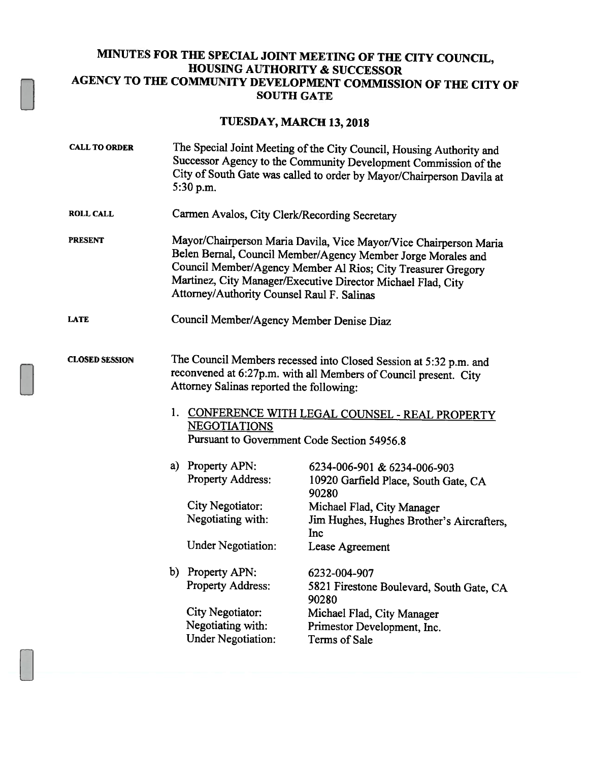# MINUTES FOR THE SPECIAL JOINT MEETING OF THE CITY COUNCIL, HOUSING AUTHORITY & SUCCESSOR AGENCY TO THE COMMUNITY DEVELOPMENT COMMISSION OF THE CITY OF SOUTH GATE

## TUESDAY, MARCH 13, 2018

**CALL TO ORDER**

The Special Joint Meeting of the City Council, Housing Authority and Successor Agency to the Community Development Commission of the City of South Gate was called to order by Mayor/Chairperson Davila at 5:30 p.m.

**ROLL CALL**

Carmen Avalos, City Clerk/Recording Secretary

**PRESENT**

Mayor/Chairperson Maria Davila, Vice Mayor/Vice Chairperson Maria Belen Bernal, Council Member/Agency Member Jorge Morales and Council Member/Agency Member Al Rios; City Treasurer Gregory Martinez, City Manager/Executive Director Michael Flad, City Attorney/Authority Counsel Raul F. Salinas

**LATE**

Council Member/Agency Member Denise Diaz

**CLOSED SESSION**

The Council Members recessed into Closed Session at 5:32 p.m. and reconvened at 6:27p.m. with all Members of Council present. City Attorney Salinas reported the following:

1. CONFERENCE WITH LEGAL COUNSEL - REAL PROPERTY NEGOTIATIONS
   Pursuant to Government Code Section 54956.8

   a) Property APN: 6234-006-901 & 6234-006-903
      Property Address: 10920 Garfield Place, South Gate, CA 90280
      City Negotiator: Michael Flad, City Manager
      Negotiating with: Jim Hughes, Hughes Brother's Aircrafters, Inc
      Under Negotiation: Lease Agreement

   b) Property APN: 6232-004-907
      Property Address: 5821 Firestone Boulevard, South Gate, CA 90280
      City Negotiator: Michael Flad, City Manager
      Negotiating with: Primestor Development, Inc.
      Under Negotiation: Terms of Sale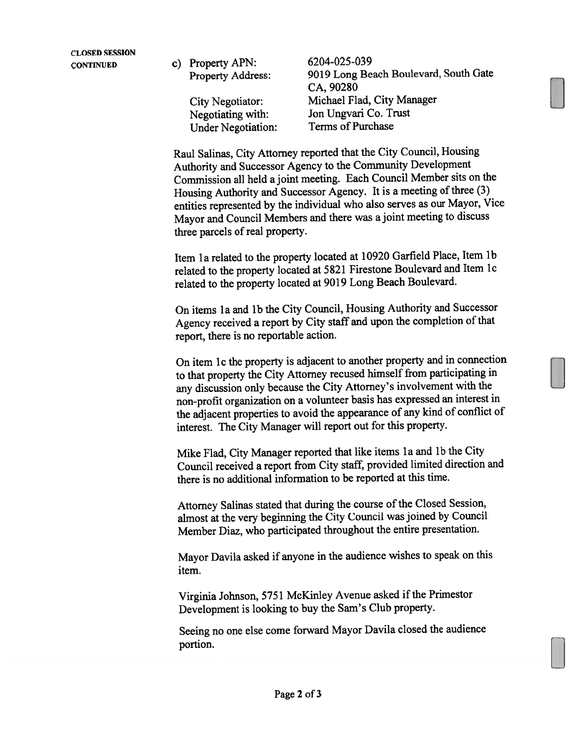**CLOSED SESSION CONTINUED**

c) Property APN: 6204-025-039
Property Address: 9019 Long Beach Boulevard, South Gate CA, 90280

City Negotiator: Michael Flad, City Manager
Negotiating with: Jon Ungvari Co. Trust
Under Negotiation: Terms of Purchase

Raul Salinas, City Attorney reported that the City Council, Housing Authority and Successor Agency to the Community Development Commission all held a joint meeting. Each Council Member sits on the Housing Authority and Successor Agency. It is a meeting of three (3) entities represented by the individual who also serves as our Mayor, Vice Mayor and Council Members and there was a joint meeting to discuss three parcels of real property.

Item 1a related to the property located at 10920 Garfield Place, Item 1b related to the property located at 5821 Firestone Boulevard and Item 1c related to the property located at 9019 Long Beach Boulevard.

On items 1a and 1b the City Council, Housing Authority and Successor Agency received a report by City staff and upon the completion of that report, there is no reportable action.

On item 1c the property is adjacent to another property and in connection to that property the City Attorney recused himself from participating in any discussion only because the City Attorney's involvement with the non-profit organization on a volunteer basis has expressed an interest in the adjacent properties to avoid the appearance of any kind of conflict of interest. The City Manager will report out for this property.

Mike Flad, City Manager reported that like items 1a and 1b the City Council received a report from City staff, provided limited direction and there is no additional information to be reported at this time.

Attorney Salinas stated that during the course of the Closed Session, almost at the very beginning the City Council was joined by Council Member Diaz, who participated throughout the entire presentation.

Mayor Davila asked if anyone in the audience wishes to speak on this item.

Virginia Johnson, 5751 McKinley Avenue asked if the Primestor Development is looking to buy the Sam's Club property.

Seeing no one else come forward Mayor Davila closed the audience portion.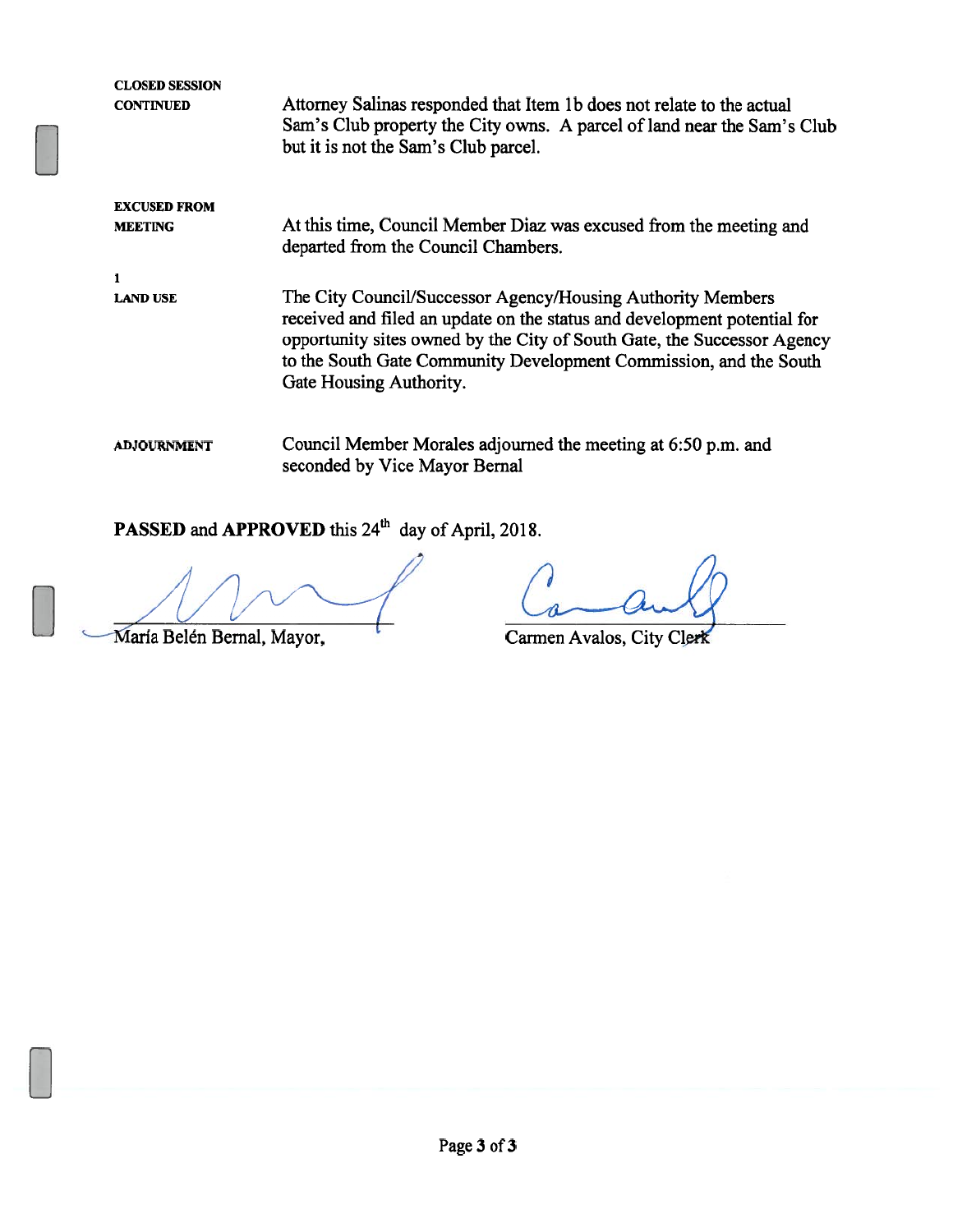**CLOSED SESSION CONTINUED**

Attorney Salinas responded that Item 1b does not relate to the actual Sam's Club property the City owns. A parcel of land near the Sam's Club but it is not the Sam's Club parcel.

**EXCUSED FROM MEETING**

At this time, Council Member Diaz was excused from the meeting and departed from the Council Chambers.

**1**
**LAND USE**

The City Council/Successor Agency/Housing Authority Members received and filed an update on the status and development potential for opportunity sites owned by the City of South Gate, the Successor Agency to the South Gate Community Development Commission, and the South Gate Housing Authority.

**ADJOURNMENT**

Council Member Morales adjourned the meeting at 6:50 p.m. and seconded by Vice Mayor Bernal

**PASSED** and **APPROVED** this 24th day of April, 2018.

María Belén Bernal, Mayor,

Carmen Avalos, City Clerk